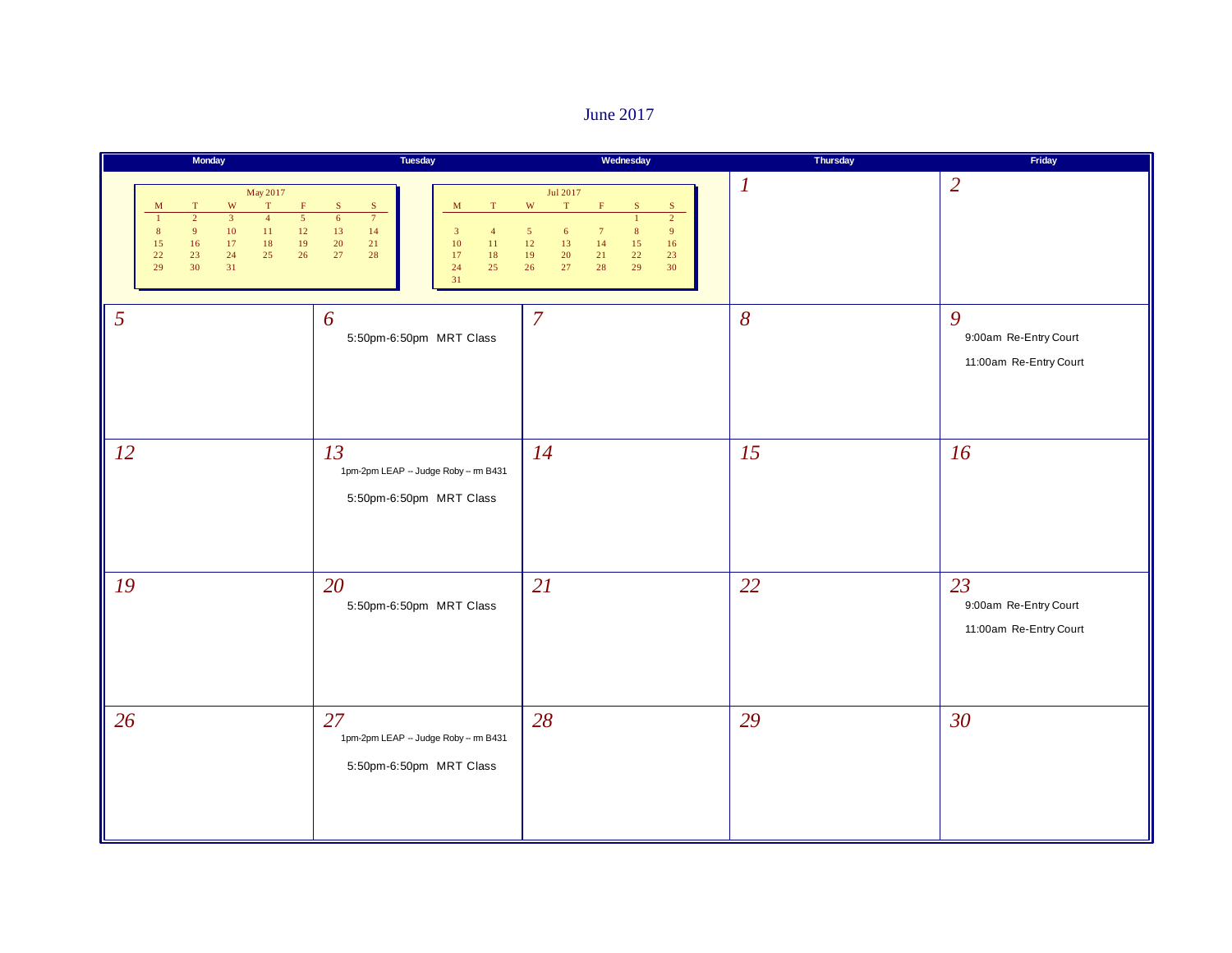# June 2017

| Monday | Tuesday | Wednesday | Thursday | Friday |
|---|---|---|---|---|
| | | | 1 | 2 |
| 5 | 6<br>5:50pm-6:50pm MRT Class | 7 | 8 | 9<br>9:00am Re-Entry Court<br>11:00am Re-Entry Court |
| 12 | 13<br>1pm-2pm LEAP -- Judge Roby -- rm B431<br>5:50pm-6:50pm MRT Class | 14 | 15 | 16 |
| 19 | 20<br>5:50pm-6:50pm MRT Class | 21 | 22 | 23<br>9:00am Re-Entry Court<br>11:00am Re-Entry Court |
| 26 | 27<br>1pm-2pm LEAP -- Judge Roby -- rm B431<br>5:50pm-6:50pm MRT Class | 28 | 29 | 30 |

**May 2017**

| M | T | W | T | F | S | S |
|---|---|---|---|---|---|---|
| 1 | 2 | 3 | 4 | 5 | 6 | 7 |
| 8 | 9 | 10 | 11 | 12 | 13 | 14 |
| 15 | 16 | 17 | 18 | 19 | 20 | 21 |
| 22 | 23 | 24 | 25 | 26 | 27 | 28 |
| 29 | 30 | 31 | | | | |

**Jul 2017**

| M | T | W | T | F | S | S |
|---|---|---|---|---|---|---|
| | | | | | 1 | 2 |
| 3 | 4 | 5 | 6 | 7 | 8 | 9 |
| 10 | 11 | 12 | 13 | 14 | 15 | 16 |
| 17 | 18 | 19 | 20 | 21 | 22 | 23 |
| 24 | 25 | 26 | 27 | 28 | 29 | 30 |
| 31 | | | | | | |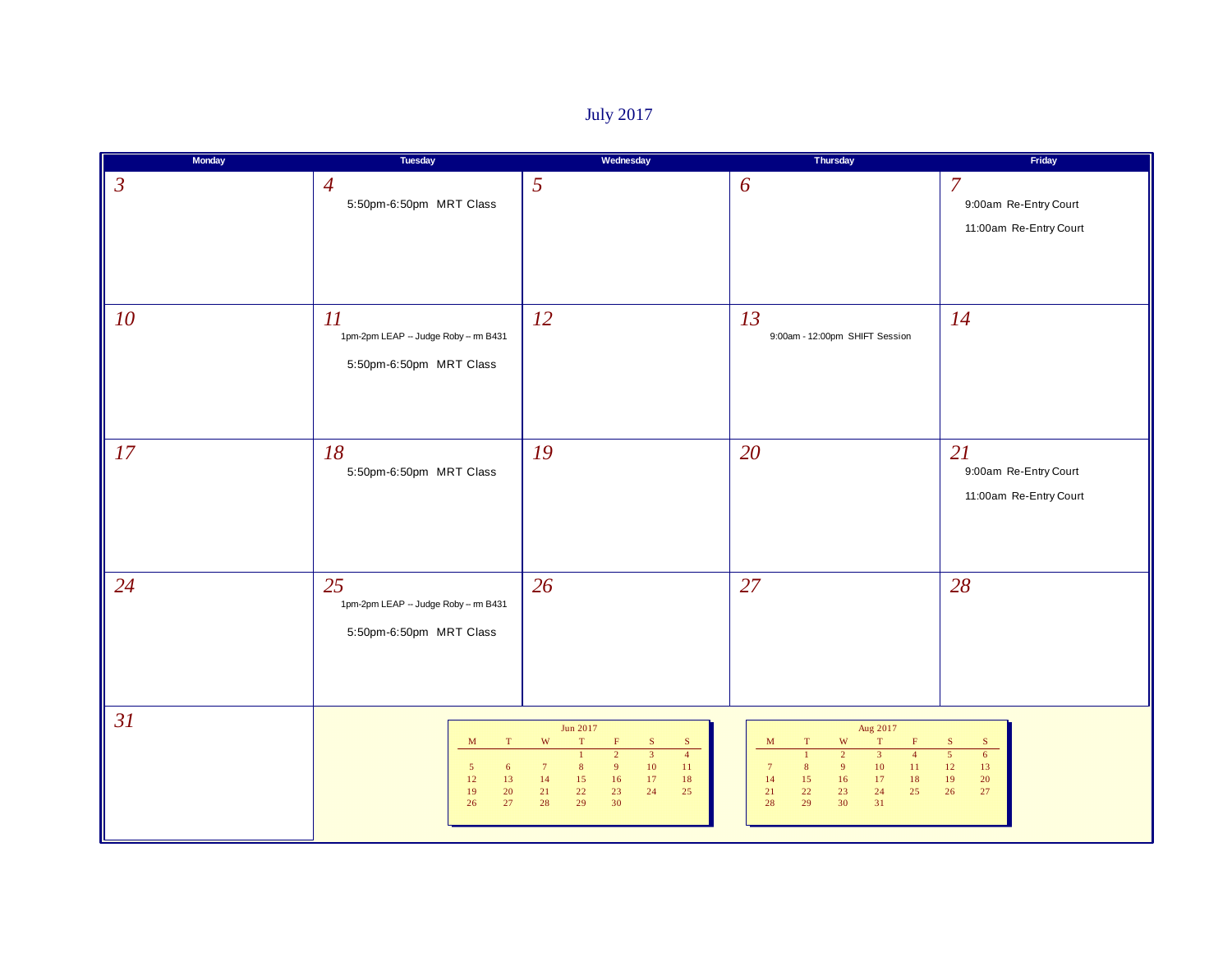# July 2017

| Monday | Tuesday | Wednesday | Thursday | Friday |
| --- | --- | --- | --- | --- |
| 3 | 4<br>5:50pm-6:50pm MRT Class | 5 | 6 | 7<br>9:00am Re-Entry Court<br>11:00am Re-Entry Court |
| 10 | 11<br>1pm-2pm LEAP -- Judge Roby -- rm B431<br>5:50pm-6:50pm MRT Class | 12 | 13<br>9:00am - 12:00pm SHIFT Session | 14 |
| 17 | 18<br>5:50pm-6:50pm MRT Class | 19 | 20 | 21<br>9:00am Re-Entry Court<br>11:00am Re-Entry Court |
| 24 | 25<br>1pm-2pm LEAP -- Judge Roby -- rm B431<br>5:50pm-6:50pm MRT Class | 26 | 27 | 28 |
| 31 | | | | |

**Jun 2017**

| M | T | W | T | F | S | S |
| --- | --- | --- | --- | --- | --- | --- |
| | | | 1 | 2 | 3 | 4 |
| 5 | 6 | 7 | 8 | 9 | 10 | 11 |
| 12 | 13 | 14 | 15 | 16 | 17 | 18 |
| 19 | 20 | 21 | 22 | 23 | 24 | 25 |
| 26 | 27 | 28 | 29 | 30 | | |

**Aug 2017**

| M | T | W | T | F | S | S |
| --- | --- | --- | --- | --- | --- | --- |
| | 1 | 2 | 3 | 4 | 5 | 6 |
| 7 | 8 | 9 | 10 | 11 | 12 | 13 |
| 14 | 15 | 16 | 17 | 18 | 19 | 20 |
| 21 | 22 | 23 | 24 | 25 | 26 | 27 |
| 28 | 29 | 30 | 31 | | | |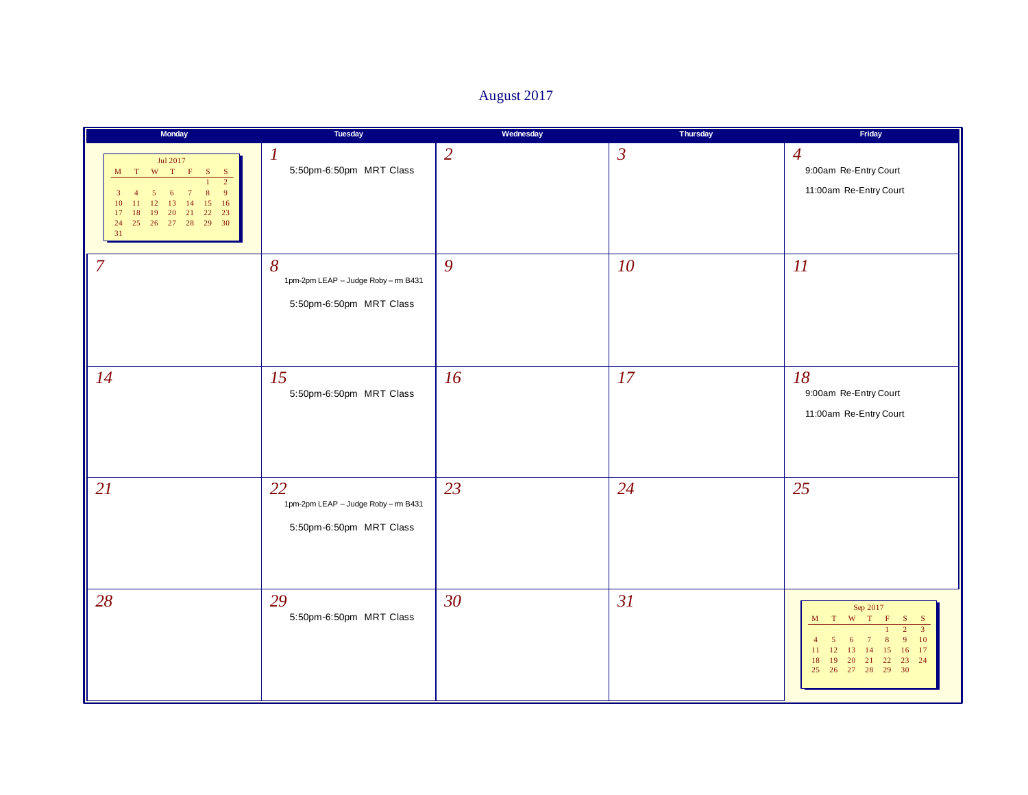# August 2017

| Monday | Tuesday | Wednesday | Thursday | Friday |
|---|---|---|---|---|
| Jul 2017<br>M T W T F S S<br>1 2<br>3 4 5 6 7 8 9<br>10 11 12 13 14 15 16<br>17 18 19 20 21 22 23<br>24 25 26 27 28 29 30<br>31 | *1*<br>5:50pm-6:50pm MRT Class | *2* | *3* | *4*<br>9:00am Re-Entry Court<br>11:00am Re-Entry Court |
| *7* | *8*<br>1pm-2pm LEAP -- Judge Roby -- rm B431<br>5:50pm-6:50pm MRT Class | *9* | *10* | *11* |
| *14* | *15*<br>5:50pm-6:50pm MRT Class | *16* | *17* | *18*<br>9:00am Re-Entry Court<br>11:00am Re-Entry Court |
| *21* | *22*<br>1pm-2pm LEAP -- Judge Roby -- rm B431<br>5:50pm-6:50pm MRT Class | *23* | *24* | *25* |
| *28* | *29*<br>5:50pm-6:50pm MRT Class | *30* | *31* | Sep 2017<br>M T W T F S S<br>1 2 3<br>4 5 6 7 8 9 10<br>11 12 13 14 15 16 17<br>18 19 20 21 22 23 24<br>25 26 27 28 29 30 |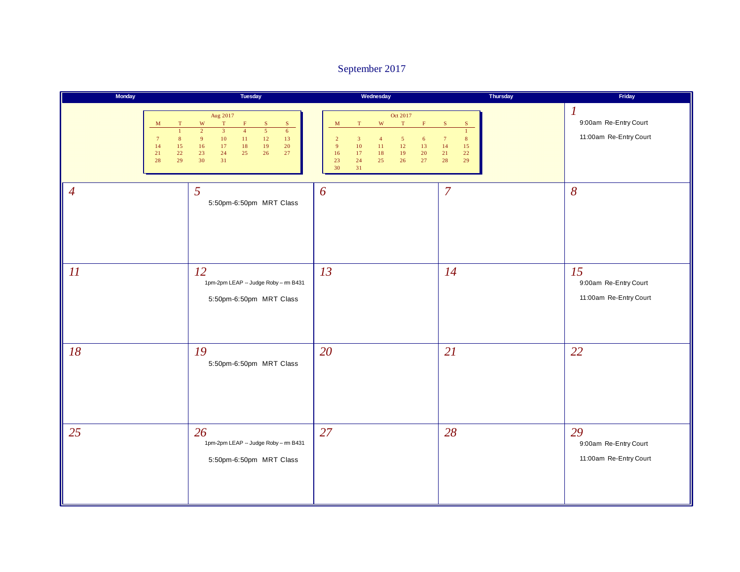# September 2017

| Monday | Tuesday | Wednesday | Thursday | Friday |
|---|---|---|---|---|
| | | | | **1**<br>9:00am Re-Entry Court<br>11:00am Re-Entry Court |
| **4** | **5**<br>5:50pm-6:50pm MRT Class | **6** | **7** | **8** |
| **11** | **12**<br>1pm-2pm LEAP -- Judge Roby -- rm B431<br>5:50pm-6:50pm MRT Class | **13** | **14** | **15**<br>9:00am Re-Entry Court<br>11:00am Re-Entry Court |
| **18** | **19**<br>5:50pm-6:50pm MRT Class | **20** | **21** | **22** |
| **25** | **26**<br>1pm-2pm LEAP -- Judge Roby -- rm B431<br>5:50pm-6:50pm MRT Class | **27** | **28** | **29**<br>9:00am Re-Entry Court<br>11:00am Re-Entry Court |

**Aug 2017**

| M | T | W | T | F | S | S |
|---|---|---|---|---|---|---|
| | 1 | 2 | 3 | 4 | 5 | 6 |
| 7 | 8 | 9 | 10 | 11 | 12 | 13 |
| 14 | 15 | 16 | 17 | 18 | 19 | 20 |
| 21 | 22 | 23 | 24 | 25 | 26 | 27 |
| 28 | 29 | 30 | 31 | | | |

**Oct 2017**

| M | T | W | T | F | S | S |
|---|---|---|---|---|---|---|
| | | | | | | 1 |
| 2 | 3 | 4 | 5 | 6 | 7 | 8 |
| 9 | 10 | 11 | 12 | 13 | 14 | 15 |
| 16 | 17 | 18 | 19 | 20 | 21 | 22 |
| 23 | 24 | 25 | 26 | 27 | 28 | 29 |
| 30 | 31 | | | | | |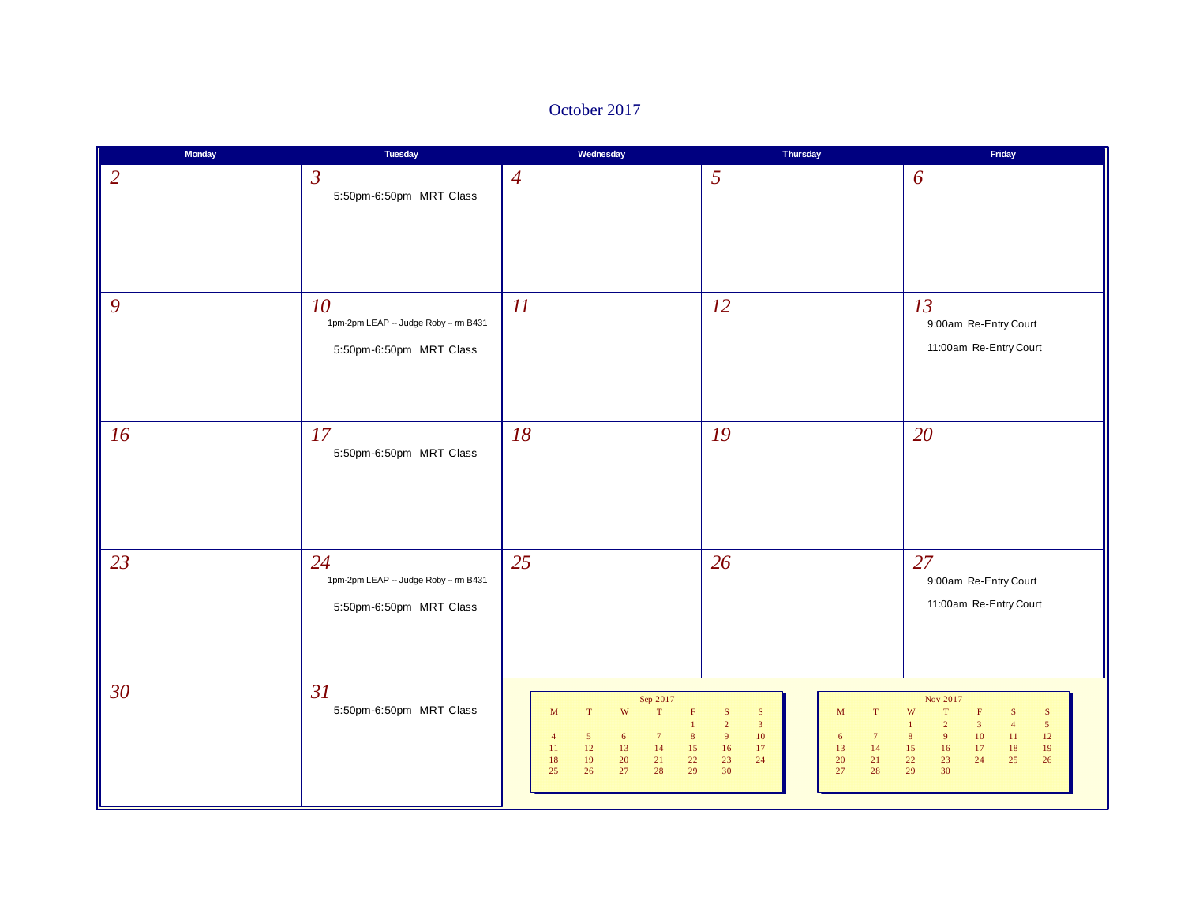# October 2017

| Monday | Tuesday | Wednesday | Thursday | Friday |
|---|---|---|---|---|
| 2 | 3<br>5:50pm-6:50pm MRT Class | 4 | 5 | 6 |
| 9 | 10<br>1pm-2pm LEAP -- Judge Roby -- rm B431<br>5:50pm-6:50pm MRT Class | 11 | 12 | 13<br>9:00am Re-Entry Court<br>11:00am Re-Entry Court |
| 16 | 17<br>5:50pm-6:50pm MRT Class | 18 | 19 | 20 |
| 23 | 24<br>1pm-2pm LEAP -- Judge Roby -- rm B431<br>5:50pm-6:50pm MRT Class | 25 | 26 | 27<br>9:00am Re-Entry Court<br>11:00am Re-Entry Court |
| 30 | 31<br>5:50pm-6:50pm MRT Class | | | |

Sep 2017

| M | T | W | T | F | S | S |
|---|---|---|---|---|---|---|
| | | | | 1 | 2 | 3 |
| 4 | 5 | 6 | 7 | 8 | 9 | 10 |
| 11 | 12 | 13 | 14 | 15 | 16 | 17 |
| 18 | 19 | 20 | 21 | 22 | 23 | 24 |
| 25 | 26 | 27 | 28 | 29 | 30 | |

Nov 2017

| M | T | W | T | F | S | S |
|---|---|---|---|---|---|---|
| | | 1 | 2 | 3 | 4 | 5 |
| 6 | 7 | 8 | 9 | 10 | 11 | 12 |
| 13 | 14 | 15 | 16 | 17 | 18 | 19 |
| 20 | 21 | 22 | 23 | 24 | 25 | 26 |
| 27 | 28 | 29 | 30 | | | |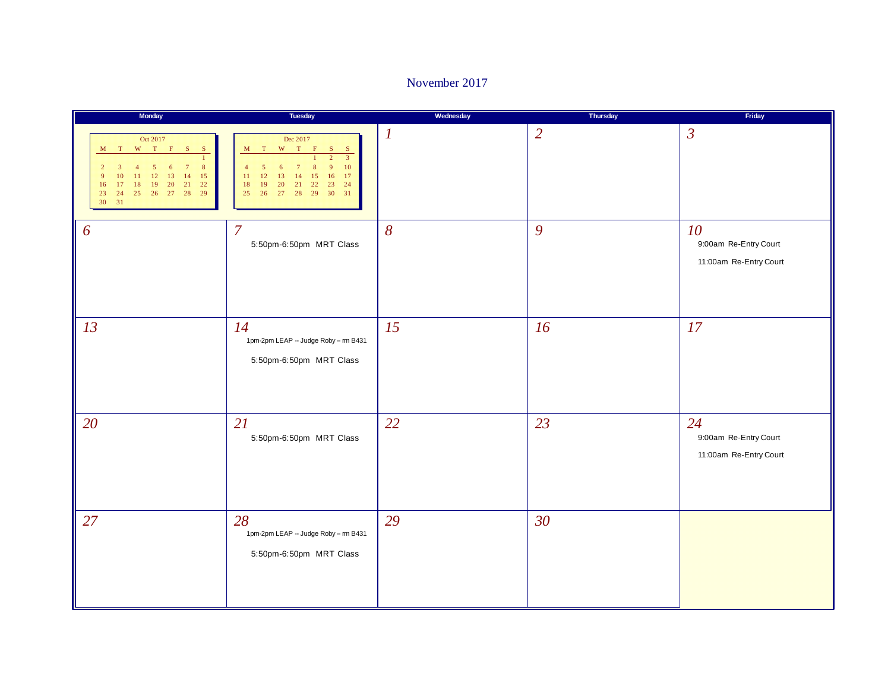# November 2017

| Monday | Tuesday | Wednesday | Thursday | Friday |
|---|---|---|---|---|
| | | 1 | 2 | 3 |
| 6 | 7<br>5:50pm-6:50pm MRT Class | 8 | 9 | 10<br>9:00am Re-Entry Court<br>11:00am Re-Entry Court |
| 13 | 14<br>1pm-2pm LEAP -- Judge Roby -- rm B431<br>5:50pm-6:50pm MRT Class | 15 | 16 | 17 |
| 20 | 21<br>5:50pm-6:50pm MRT Class | 22 | 23 | 24<br>9:00am Re-Entry Court<br>11:00am Re-Entry Court |
| 27 | 28<br>1pm-2pm LEAP -- Judge Roby -- rm B431<br>5:50pm-6:50pm MRT Class | 29 | 30 | |

**Oct 2017**

| M | T | W | T | F | S | S |
|---|---|---|---|---|---|---|
| | | | | | | 1 |
| 2 | 3 | 4 | 5 | 6 | 7 | 8 |
| 9 | 10 | 11 | 12 | 13 | 14 | 15 |
| 16 | 17 | 18 | 19 | 20 | 21 | 22 |
| 23 | 24 | 25 | 26 | 27 | 28 | 29 |
| 30 | 31 | | | | | |

**Dec 2017**

| M | T | W | T | F | S | S |
|---|---|---|---|---|---|---|
| | | | | 1 | 2 | 3 |
| 4 | 5 | 6 | 7 | 8 | 9 | 10 |
| 11 | 12 | 13 | 14 | 15 | 16 | 17 |
| 18 | 19 | 20 | 21 | 22 | 23 | 24 |
| 25 | 26 | 27 | 28 | 29 | 30 | 31 |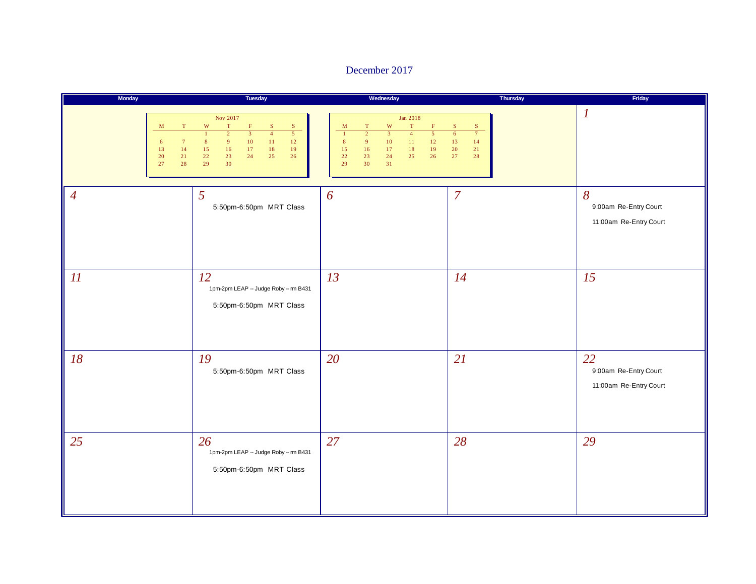# December 2017

| Monday | Tuesday | Wednesday | Thursday | Friday |
|---|---|---|---|---|
| | | | | 1 |
| 4 | 5<br>5:50pm-6:50pm MRT Class | 6 | 7 | 8<br>9:00am Re-Entry Court<br>11:00am Re-Entry Court |
| 11 | 12<br>1pm-2pm LEAP -- Judge Roby -- rm B431<br>5:50pm-6:50pm MRT Class | 13 | 14 | 15 |
| 18 | 19<br>5:50pm-6:50pm MRT Class | 20 | 21 | 22<br>9:00am Re-Entry Court<br>11:00am Re-Entry Court |
| 25 | 26<br>1pm-2pm LEAP -- Judge Roby -- rm B431<br>5:50pm-6:50pm MRT Class | 27 | 28 | 29 |

**Nov 2017**

| M | T | W | T | F | S | S |
|---|---|---|---|---|---|---|
| | | 1 | 2 | 3 | 4 | 5 |
| 6 | 7 | 8 | 9 | 10 | 11 | 12 |
| 13 | 14 | 15 | 16 | 17 | 18 | 19 |
| 20 | 21 | 22 | 23 | 24 | 25 | 26 |
| 27 | 28 | 29 | 30 | | | |

**Jan 2018**

| M | T | W | T | F | S | S |
|---|---|---|---|---|---|---|
| 1 | 2 | 3 | 4 | 5 | 6 | 7 |
| 8 | 9 | 10 | 11 | 12 | 13 | 14 |
| 15 | 16 | 17 | 18 | 19 | 20 | 21 |
| 22 | 23 | 24 | 25 | 26 | 27 | 28 |
| 29 | 30 | 31 | | | | |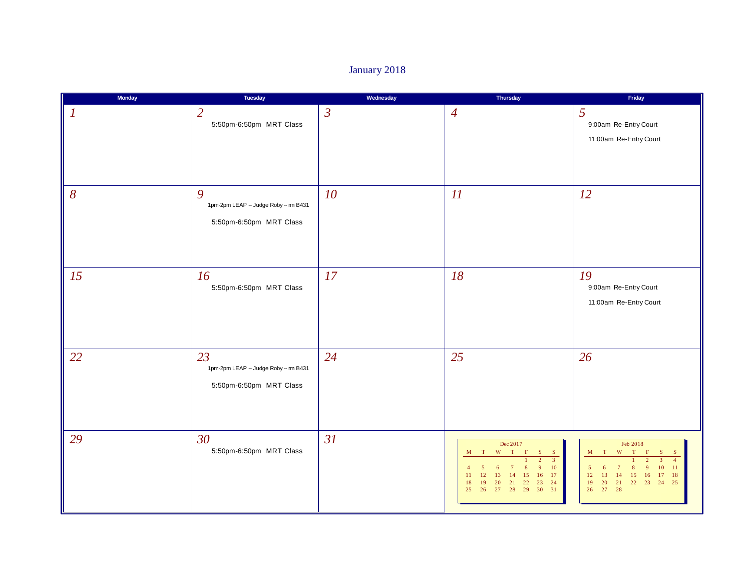# January 2018

| Monday | Tuesday | Wednesday | Thursday | Friday |
|---|---|---|---|---|
| 1 | 2<br>5:50pm-6:50pm MRT Class | 3 | 4 | 5<br>9:00am Re-Entry Court<br>11:00am Re-Entry Court |
| 8 | 9<br>1pm-2pm LEAP -- Judge Roby -- rm B431<br>5:50pm-6:50pm MRT Class | 10 | 11 | 12 |
| 15 | 16<br>5:50pm-6:50pm MRT Class | 17 | 18 | 19<br>9:00am Re-Entry Court<br>11:00am Re-Entry Court |
| 22 | 23<br>1pm-2pm LEAP -- Judge Roby -- rm B431<br>5:50pm-6:50pm MRT Class | 24 | 25 | 26 |
| 29 | 30<br>5:50pm-6:50pm MRT Class | 31 | | |

**Dec 2017**

| M | T | W | T | F | S | S |
|---|---|---|---|---|---|---|
| | | | | 1 | 2 | 3 |
| 4 | 5 | 6 | 7 | 8 | 9 | 10 |
| 11 | 12 | 13 | 14 | 15 | 16 | 17 |
| 18 | 19 | 20 | 21 | 22 | 23 | 24 |
| 25 | 26 | 27 | 28 | 29 | 30 | 31 |

**Feb 2018**

| M | T | W | T | F | S | S |
|---|---|---|---|---|---|---|
| | | | 1 | 2 | 3 | 4 |
| 5 | 6 | 7 | 8 | 9 | 10 | 11 |
| 12 | 13 | 14 | 15 | 16 | 17 | 18 |
| 19 | 20 | 21 | 22 | 23 | 24 | 25 |
| 26 | 27 | 28 | | | | |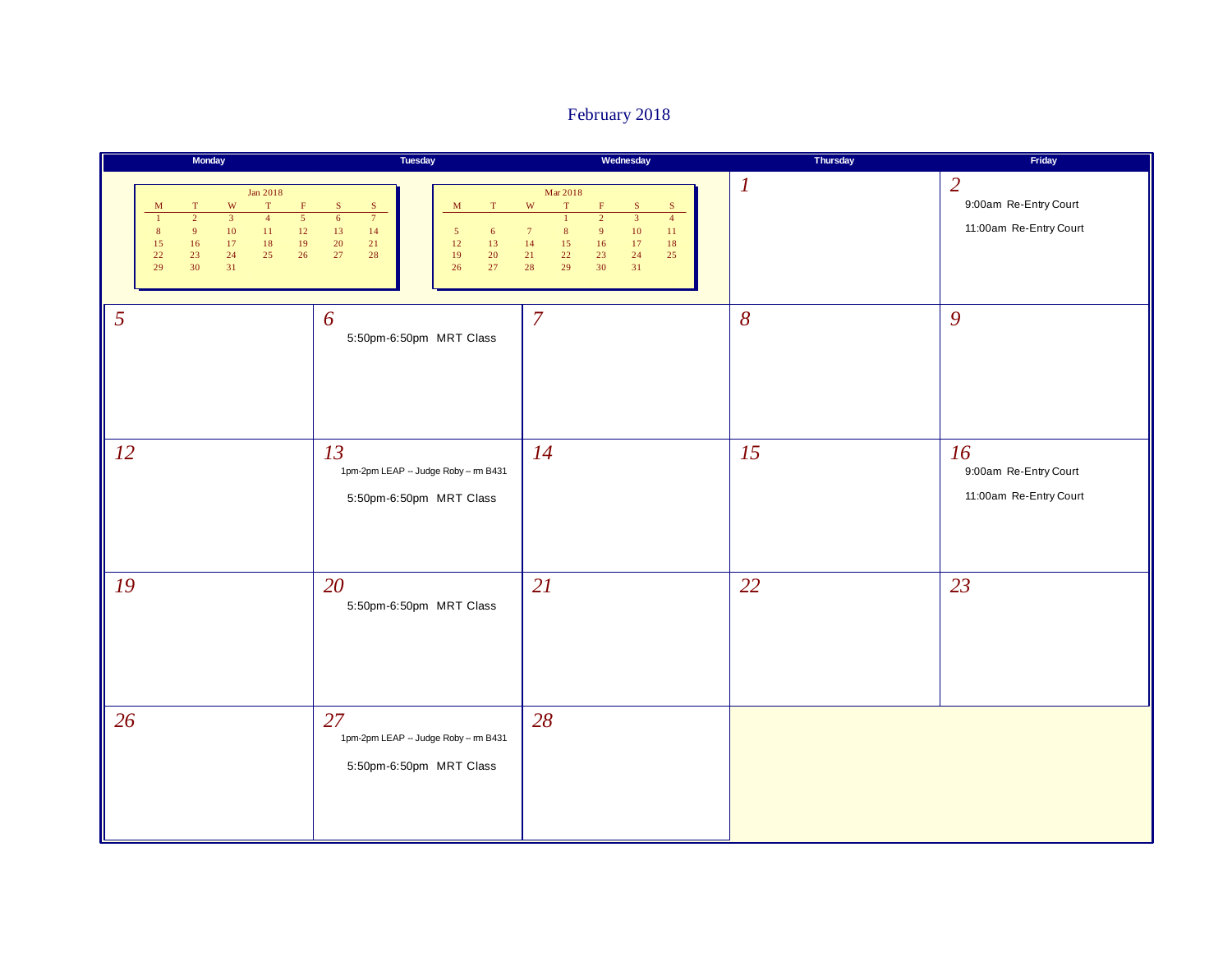# February 2018

| Monday | Tuesday | Wednesday | Thursday | Friday |
|---|---|---|---|---|
| | | | 1 | 2<br>9:00am Re-Entry Court<br>11:00am Re-Entry Court |
| 5 | 6<br>5:50pm-6:50pm MRT Class | 7 | 8 | 9 |
| 12 | 13<br>1pm-2pm LEAP -- Judge Roby -- rm B431<br>5:50pm-6:50pm MRT Class | 14 | 15 | 16<br>9:00am Re-Entry Court<br>11:00am Re-Entry Court |
| 19 | 20<br>5:50pm-6:50pm MRT Class | 21 | 22 | 23 |
| 26 | 27<br>1pm-2pm LEAP -- Judge Roby -- rm B431<br>5:50pm-6:50pm MRT Class | 28 | | |

**Jan 2018**

| M | T | W | T | F | S | S |
|---|---|---|---|---|---|---|
| 1 | 2 | 3 | 4 | 5 | 6 | 7 |
| 8 | 9 | 10 | 11 | 12 | 13 | 14 |
| 15 | 16 | 17 | 18 | 19 | 20 | 21 |
| 22 | 23 | 24 | 25 | 26 | 27 | 28 |
| 29 | 30 | 31 | | | | |

**Mar 2018**

| M | T | W | T | F | S | S |
|---|---|---|---|---|---|---|
| | | | 1 | 2 | 3 | 4 |
| 5 | 6 | 7 | 8 | 9 | 10 | 11 |
| 12 | 13 | 14 | 15 | 16 | 17 | 18 |
| 19 | 20 | 21 | 22 | 23 | 24 | 25 |
| 26 | 27 | 28 | 29 | 30 | 31 | |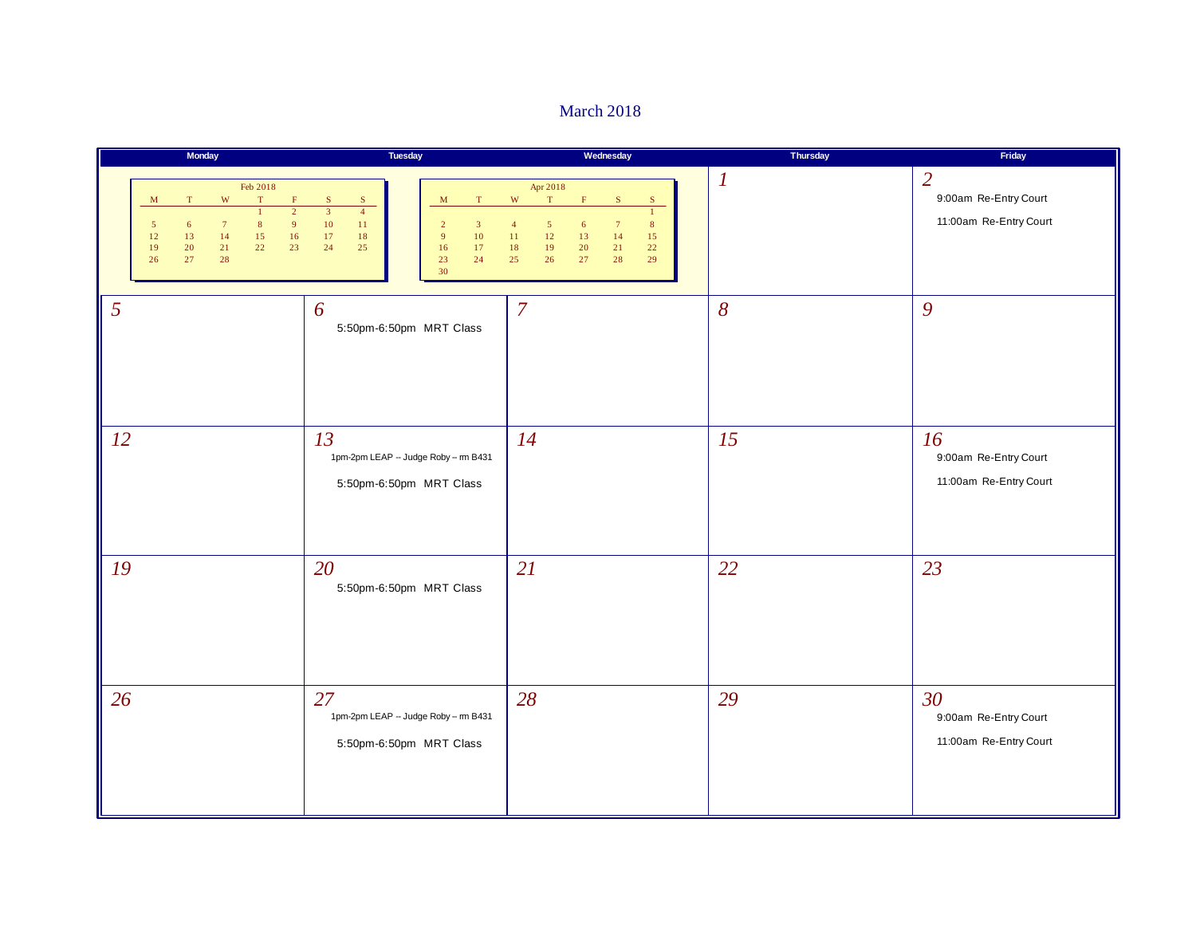# March 2018

| Monday | Tuesday | Wednesday | Thursday | Friday |
|---|---|---|---|---|
| | | | 1 | 2<br>9:00am Re-Entry Court<br>11:00am Re-Entry Court |
| 5 | 6<br>5:50pm-6:50pm MRT Class | 7 | 8 | 9 |
| 12 | 13<br>1pm-2pm LEAP -- Judge Roby -- rm B431<br>5:50pm-6:50pm MRT Class | 14 | 15 | 16<br>9:00am Re-Entry Court<br>11:00am Re-Entry Court |
| 19 | 20<br>5:50pm-6:50pm MRT Class | 21 | 22 | 23 |
| 26 | 27<br>1pm-2pm LEAP -- Judge Roby -- rm B431<br>5:50pm-6:50pm MRT Class | 28 | 29 | 30<br>9:00am Re-Entry Court<br>11:00am Re-Entry Court |

Feb 2018

| M | T | W | T | F | S | S |
|---|---|---|---|---|---|---|
| | | | 1 | 2 | 3 | 4 |
| 5 | 6 | 7 | 8 | 9 | 10 | 11 |
| 12 | 13 | 14 | 15 | 16 | 17 | 18 |
| 19 | 20 | 21 | 22 | 23 | 24 | 25 |
| 26 | 27 | 28 | | | | |

Apr 2018

| M | T | W | T | F | S | S |
|---|---|---|---|---|---|---|
| | | | | | | 1 |
| 2 | 3 | 4 | 5 | 6 | 7 | 8 |
| 9 | 10 | 11 | 12 | 13 | 14 | 15 |
| 16 | 17 | 18 | 19 | 20 | 21 | 22 |
| 23 | 24 | 25 | 26 | 27 | 28 | 29 |
| 30 | | | | | | |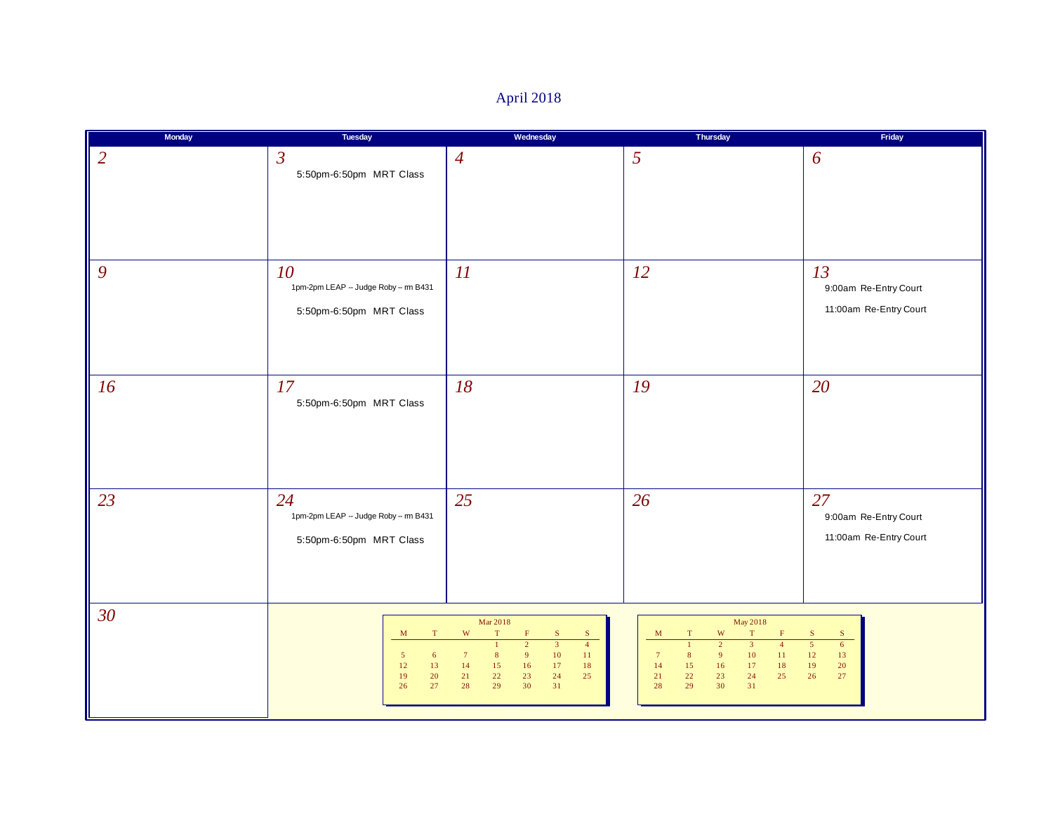# April 2018

| Monday | Tuesday | Wednesday | Thursday | Friday |
|---|---|---|---|---|
| *2* | *3* 5:50pm-6:50pm MRT Class | *4* | *5* | *6* |
| *9* | *10* 1pm-2pm LEAP -- Judge Roby -- rm B431 5:50pm-6:50pm MRT Class | *11* | *12* | *13* 9:00am Re-Entry Court 11:00am Re-Entry Court |
| *16* | *17* 5:50pm-6:50pm MRT Class | *18* | *19* | *20* |
| *23* | *24* 1pm-2pm LEAP -- Judge Roby -- rm B431 5:50pm-6:50pm MRT Class | *25* | *26* | *27* 9:00am Re-Entry Court 11:00am Re-Entry Court |
| *30* | | | | |

Mar 2018

| M | T | W | T | F | S | S |
|---|---|---|---|---|---|---|
| | | | 1 | 2 | 3 | 4 |
| 5 | 6 | 7 | 8 | 9 | 10 | 11 |
| 12 | 13 | 14 | 15 | 16 | 17 | 18 |
| 19 | 20 | 21 | 22 | 23 | 24 | 25 |
| 26 | 27 | 28 | 29 | 30 | 31 | |

May 2018

| M | T | W | T | F | S | S |
|---|---|---|---|---|---|---|
| | 1 | 2 | 3 | 4 | 5 | 6 |
| 7 | 8 | 9 | 10 | 11 | 12 | 13 |
| 14 | 15 | 16 | 17 | 18 | 19 | 20 |
| 21 | 22 | 23 | 24 | 25 | 26 | 27 |
| 28 | 29 | 30 | 31 | | | |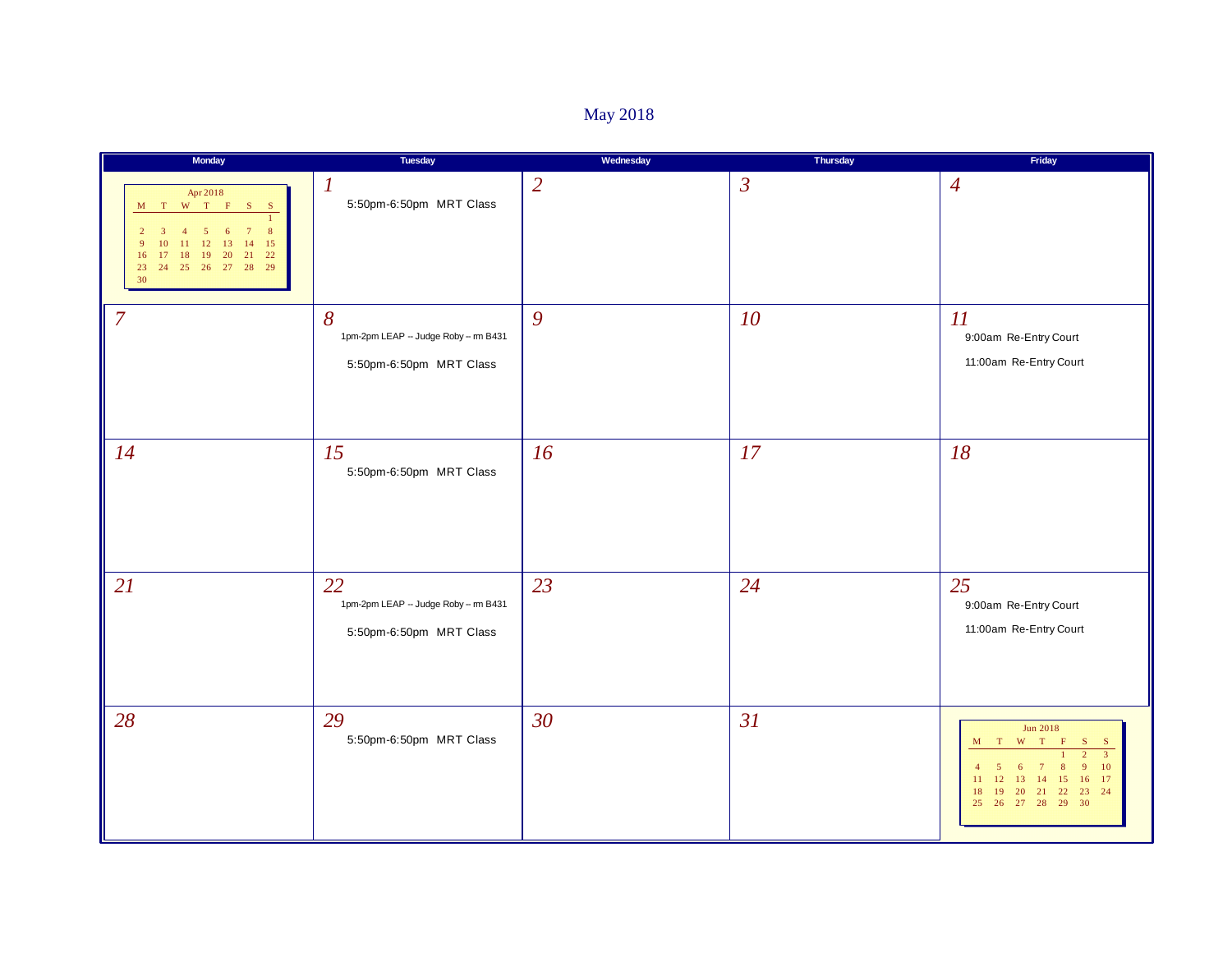# May 2018

| Monday | Tuesday | Wednesday | Thursday | Friday |
|---|---|---|---|---|
| Apr 2018<br>M T W T F S S<br>1<br>2 3 4 5 6 7 8<br>9 10 11 12 13 14 15<br>16 17 18 19 20 21 22<br>23 24 25 26 27 28 29<br>30 | *1*<br>5:50pm-6:50pm MRT Class | *2* | *3* | *4* |
| *7* | *8*<br>1pm-2pm LEAP -- Judge Roby -- rm B431<br>5:50pm-6:50pm MRT Class | *9* | *10* | *11*<br>9:00am Re-Entry Court<br>11:00am Re-Entry Court |
| *14* | *15*<br>5:50pm-6:50pm MRT Class | *16* | *17* | *18* |
| *21* | *22*<br>1pm-2pm LEAP -- Judge Roby -- rm B431<br>5:50pm-6:50pm MRT Class | *23* | *24* | *25*<br>9:00am Re-Entry Court<br>11:00am Re-Entry Court |
| *28* | *29*<br>5:50pm-6:50pm MRT Class | *30* | *31* | Jun 2018<br>M T W T F S S<br>1 2 3<br>4 5 6 7 8 9 10<br>11 12 13 14 15 16 17<br>18 19 20 21 22 23 24<br>25 26 27 28 29 30 |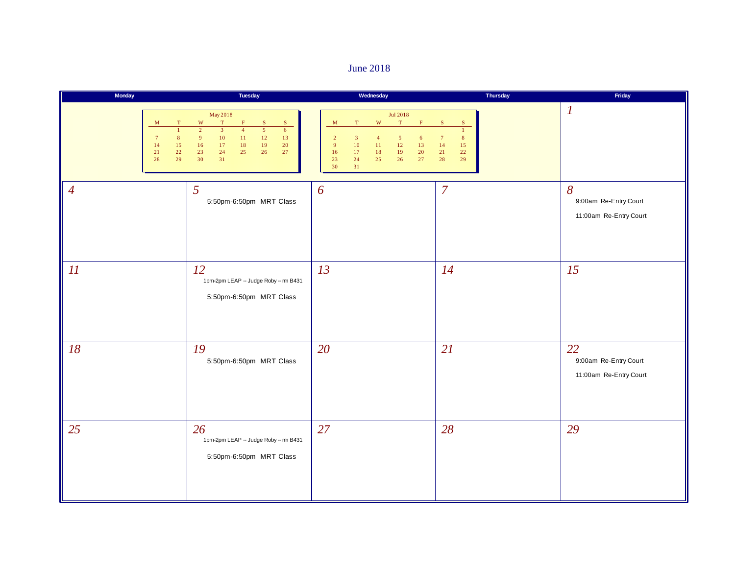# June 2018

| Monday | Tuesday | Wednesday | Thursday | Friday |
|---|---|---|---|---|
| | | | | 1 |
| 4 | 5<br>5:50pm-6:50pm MRT Class | 6 | 7 | 8<br>9:00am Re-Entry Court<br>11:00am Re-Entry Court |
| 11 | 12<br>1pm-2pm LEAP -- Judge Roby -- rm B431<br>5:50pm-6:50pm MRT Class | 13 | 14 | 15 |
| 18 | 19<br>5:50pm-6:50pm MRT Class | 20 | 21 | 22<br>9:00am Re-Entry Court<br>11:00am Re-Entry Court |
| 25 | 26<br>1pm-2pm LEAP -- Judge Roby -- rm B431<br>5:50pm-6:50pm MRT Class | 27 | 28 | 29 |

May 2018

| M | T | W | T | F | S | S |
|---|---|---|---|---|---|---|
| | 1 | 2 | 3 | 4 | 5 | 6 |
| 7 | 8 | 9 | 10 | 11 | 12 | 13 |
| 14 | 15 | 16 | 17 | 18 | 19 | 20 |
| 21 | 22 | 23 | 24 | 25 | 26 | 27 |
| 28 | 29 | 30 | 31 | | | |

Jul 2018

| M | T | W | T | F | S | S |
|---|---|---|---|---|---|---|
| | | | | | | 1 |
| 2 | 3 | 4 | 5 | 6 | 7 | 8 |
| 9 | 10 | 11 | 12 | 13 | 14 | 15 |
| 16 | 17 | 18 | 19 | 20 | 21 | 22 |
| 23 | 24 | 25 | 26 | 27 | 28 | 29 |
| 30 | 31 | | | | | |